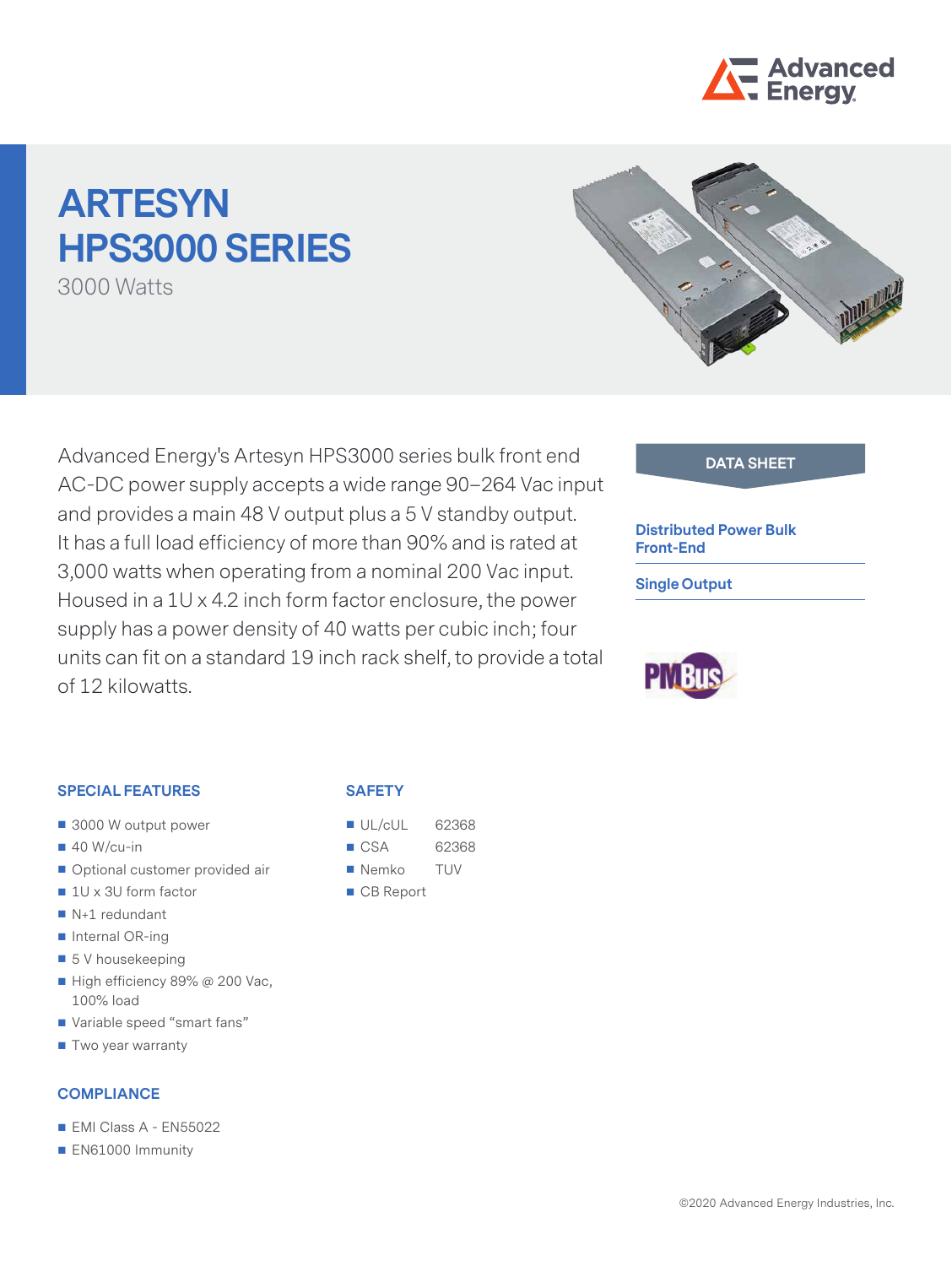# ARTESYN HPS3000 SERIES

3000 Watts

Advanced Energy's Artesyn HPS3000 series bulk front end AC-DC power supply accepts a wide range 90–264 Vac input and provides a main 48 V output plus a 5 V standby output. It has a full load efficiency of more than 90% and is rated at 3,000 watts when operating from a nominal 200 Vac input. Housed in a 1U x 4.2 inch form factor enclosure, the power supply has a power density of 40 watts per cubic inch; four units can fit on a standard 19 inch rack shelf, to provide a total of 12 kilowatts.

**DATA SHEET**

**Distributed Power Bulk Front-End**

**Single Output**

## SPECIAL FEATURES

- 3000 W output power
- 40 W/cu-in
- Optional customer provided air
- 1U x 3U form factor
- N+1 redundant
- Internal OR-ing
- 5 V housekeeping
- High efficiency 89% @ 200 Vac, 100% load
- Variable speed "smart fans"
- Two year warranty

## SAFETY

- UL/cUL 62368
- CSA 62368
- Nemko TUV
- CB Report

## COMPLIANCE

- EMI Class A - EN55022
- EN61000 Immunity

©2020 Advanced Energy Industries, Inc.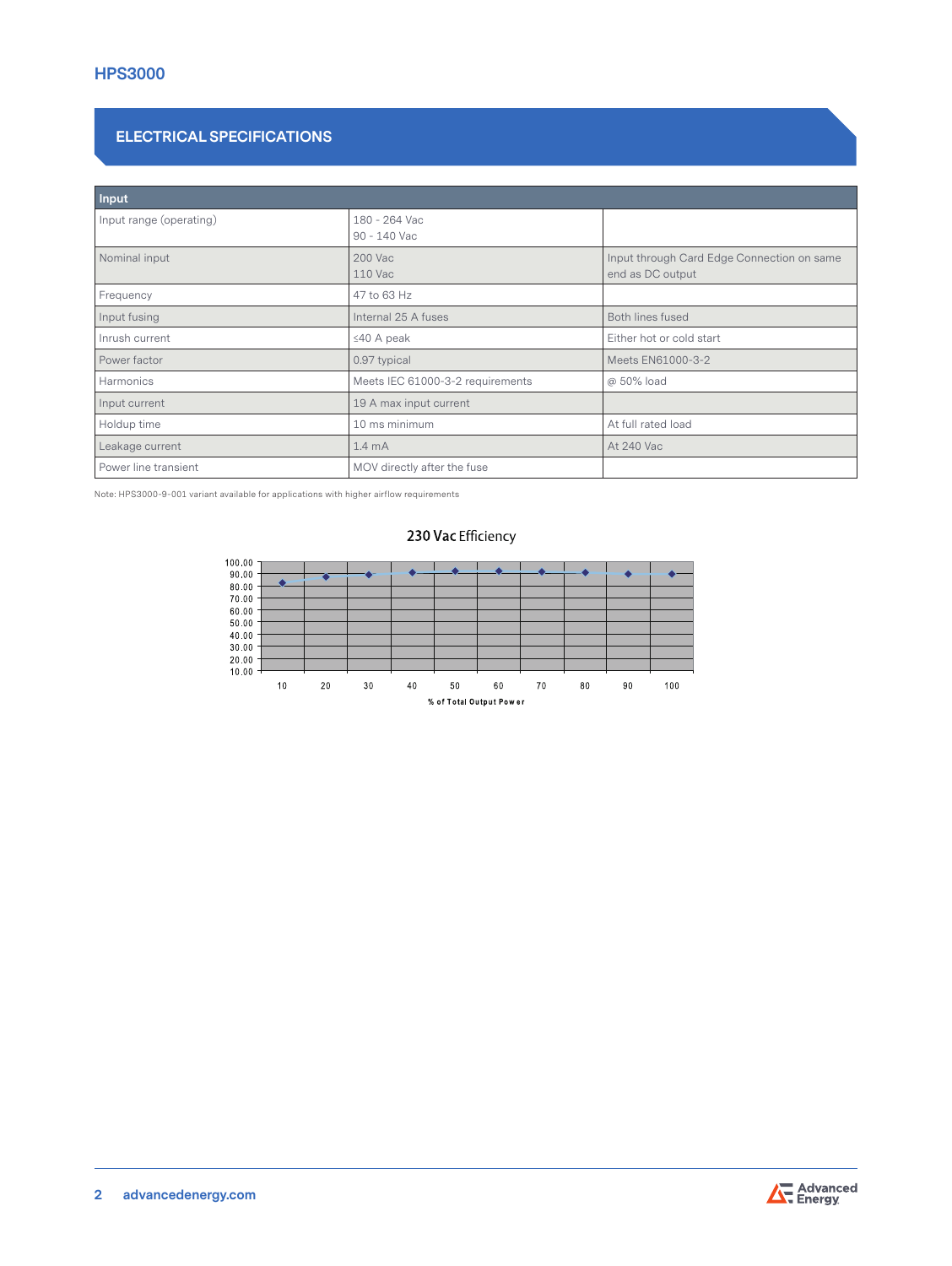## ELECTRICAL SPECIFICATIONS

| Input | | |
|---|---|---|
| Input range (operating) | 180 - 264 Vac<br>90 - 140 Vac | |
| Nominal input | 200 Vac<br>110 Vac | Input through Card Edge Connection on same end as DC output |
| Frequency | 47 to 63 Hz | |
| Input fusing | Internal 25 A fuses | Both lines fused |
| Inrush current | ≤40 A peak | Either hot or cold start |
| Power factor | 0.97 typical | Meets EN61000-3-2 |
| Harmonics | Meets IEC 61000-3-2 requirements | @ 50% load |
| Input current | 19 A max input current | |
| Holdup time | 10 ms minimum | At full rated load |
| Leakage current | 1.4 mA | At 240 Vac |
| Power line transient | MOV directly after the fuse | |

Note: HPS3000-9-001 variant available for applications with higher airflow requirements

230 Vac Efficiency

100.00
90.00
80.00
70.00
60.00
50.00
40.00
30.00
20.00
10.00

10 20 30 40 50 60 70 80 90 100

% of Total Output Power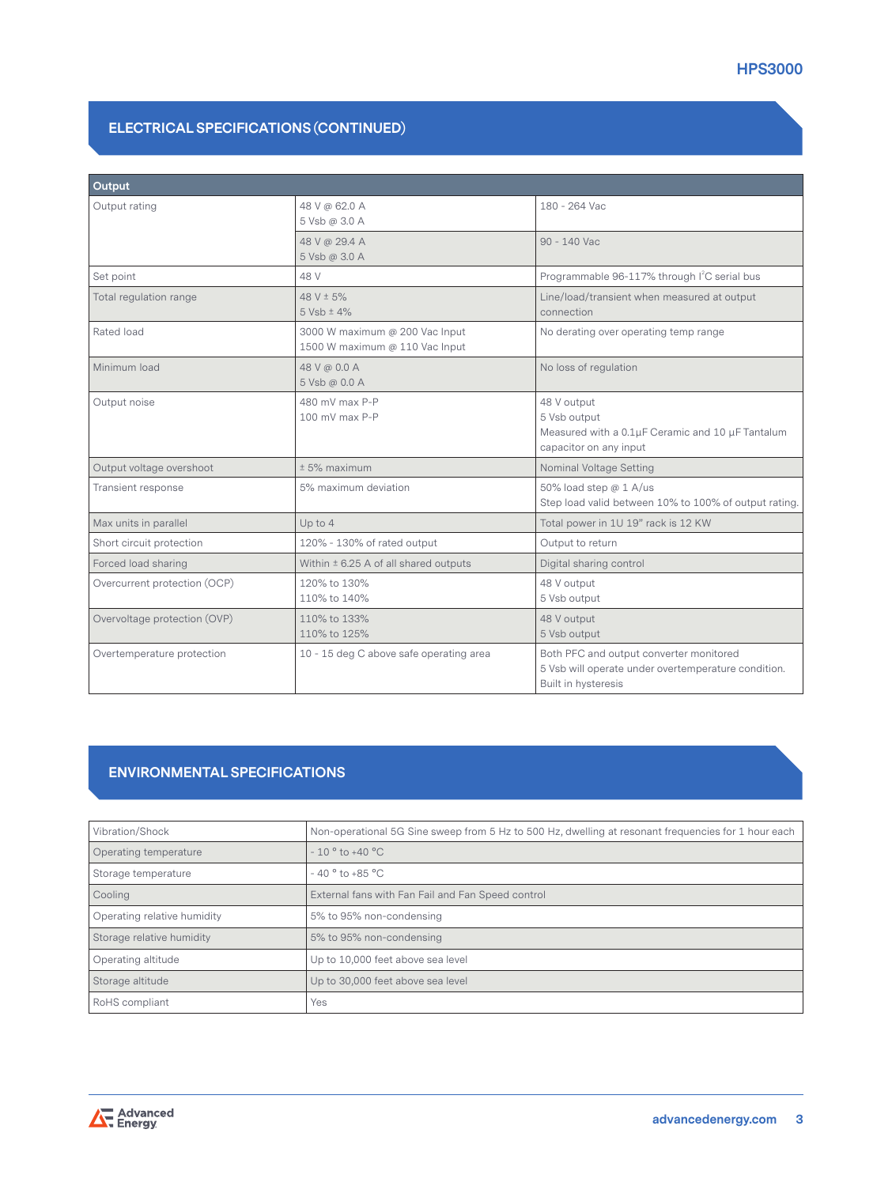## ELECTRICAL SPECIFICATIONS (CONTINUED)

| Output | | |
|---|---|---|
| Output rating | 48 V @ 62.0 A<br>5 Vsb @ 3.0 A | 180 - 264 Vac |
| | 48 V @ 29.4 A<br>5 Vsb @ 3.0 A | 90 - 140 Vac |
| Set point | 48 V | Programmable 96-117% through I²C serial bus |
| Total regulation range | 48 V ± 5%<br>5 Vsb ± 4% | Line/load/transient when measured at output connection |
| Rated load | 3000 W maximum @ 200 Vac Input<br>1500 W maximum @ 110 Vac Input | No derating over operating temp range |
| Minimum load | 48 V @ 0.0 A<br>5 Vsb @ 0.0 A | No loss of regulation |
| Output noise | 480 mV max P-P<br>100 mV max P-P | 48 V output<br>5 Vsb output<br>Measured with a 0.1µF Ceramic and 10 µF Tantalum capacitor on any input |
| Output voltage overshoot | ± 5% maximum | Nominal Voltage Setting |
| Transient response | 5% maximum deviation | 50% load step @ 1 A/us<br>Step load valid between 10% to 100% of output rating. |
| Max units in parallel | Up to 4 | Total power in 1U 19" rack is 12 KW |
| Short circuit protection | 120% - 130% of rated output | Output to return |
| Forced load sharing | Within ± 6.25 A of all shared outputs | Digital sharing control |
| Overcurrent protection (OCP) | 120% to 130%<br>110% to 140% | 48 V output<br>5 Vsb output |
| Overvoltage protection (OVP) | 110% to 133%<br>110% to 125% | 48 V output<br>5 Vsb output |
| Overtemperature protection | 10 - 15 deg C above safe operating area | Both PFC and output converter monitored<br>5 Vsb will operate under overtemperature condition.<br>Built in hysteresis |

## ENVIRONMENTAL SPECIFICATIONS

| | |
|---|---|
| Vibration/Shock | Non-operational 5G Sine sweep from 5 Hz to 500 Hz, dwelling at resonant frequencies for 1 hour each |
| Operating temperature | - 10 ° to +40 °C |
| Storage temperature | - 40 ° to +85 °C |
| Cooling | External fans with Fan Fail and Fan Speed control |
| Operating relative humidity | 5% to 95% non-condensing |
| Storage relative humidity | 5% to 95% non-condensing |
| Operating altitude | Up to 10,000 feet above sea level |
| Storage altitude | Up to 30,000 feet above sea level |
| RoHS compliant | Yes |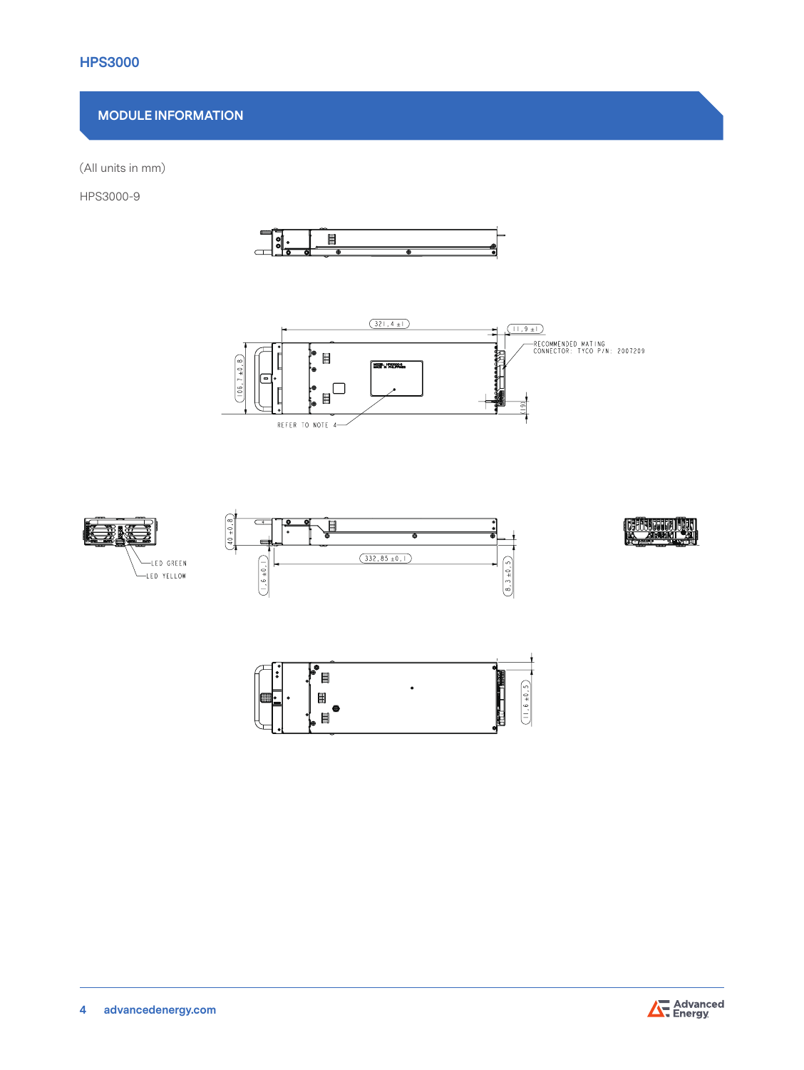## MODULE INFORMATION

(All units in mm)

HPS3000-9

321,4 ±1

11,9 ±1

RECOMMENDED MATING CONNECTOR: TYCO P/N: 2007209

106,7 ±0,8

(19)

REFER TO NOTE 4

LED GREEN

LED YELLOW

40 ±0,8

332,85 ±0,1

1,6 ±0,1

8,3 ±0,5

11,6 ±0,5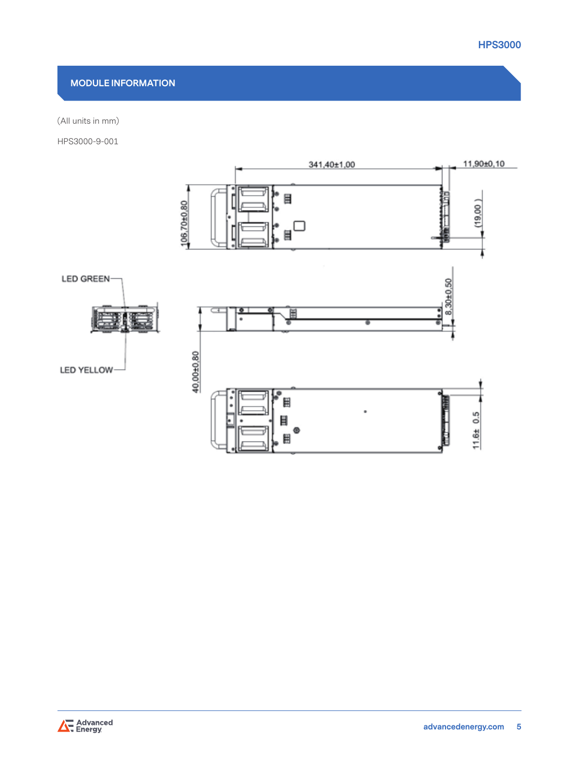## MODULE INFORMATION

(All units in mm)

HPS3000-9-001

341,40±1,00

11,90±0,10

106,70±0,80

(19,00 )

LED GREEN

LED YELLOW

8,30±0,50

40,00±0,80

11.6± 0.5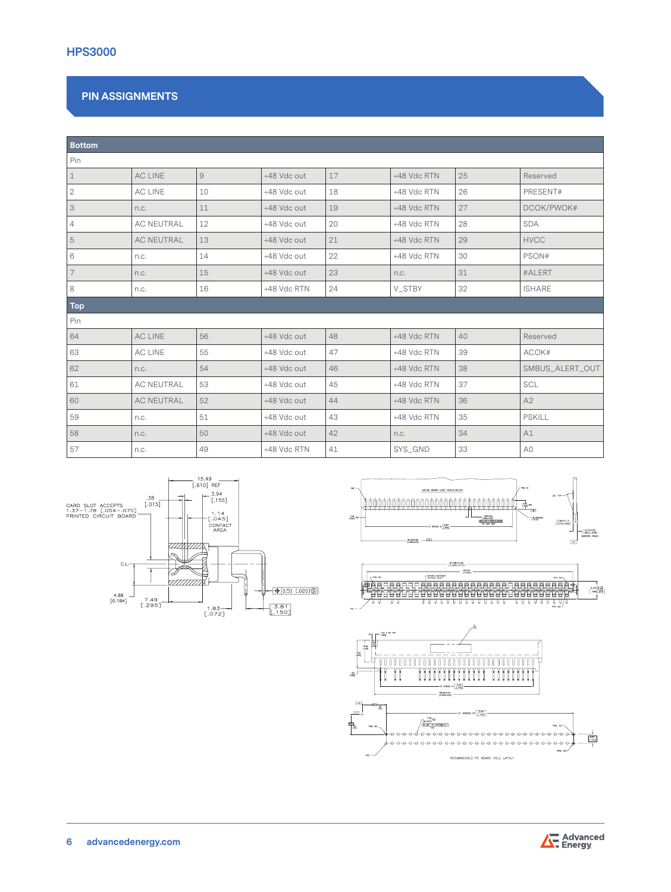## PIN ASSIGNMENTS

| | | | | | | | |
|---|---|---|---|---|---|---|---|
| **Bottom** | | | | | | | |
| Pin | | | | | | | |
| 1 | AC LINE | 9 | +48 Vdc out | 17 | +48 Vdc RTN | 25 | Reserved |
| 2 | AC LINE | 10 | +48 Vdc out | 18 | +48 Vdc RTN | 26 | PRESENT# |
| 3 | n.c. | 11 | +48 Vdc out | 19 | +48 Vdc RTN | 27 | DCOK/PWOK# |
| 4 | AC NEUTRAL | 12 | +48 Vdc out | 20 | +48 Vdc RTN | 28 | SDA |
| 5 | AC NEUTRAL | 13 | +48 Vdc out | 21 | +48 Vdc RTN | 29 | HVCC |
| 6 | n.c. | 14 | +48 Vdc out | 22 | +48 Vdc RTN | 30 | PSON# |
| 7 | n.c. | 15 | +48 Vdc out | 23 | n.c. | 31 | #ALERT |
| 8 | n.c. | 16 | +48 Vdc RTN | 24 | V_STBY | 32 | ISHARE |
| **Top** | | | | | | | |
| Pin | | | | | | | |
| 64 | AC LINE | 56 | +48 Vdc out | 48 | +48 Vdc RTN | 40 | Reserved |
| 63 | AC LINE | 55 | +48 Vdc out | 47 | +48 Vdc RTN | 39 | ACOK# |
| 62 | n.c. | 54 | +48 Vdc out | 46 | +48 Vdc RTN | 38 | SMBUS_ALERT_OUT |
| 61 | AC NEUTRAL | 53 | +48 Vdc out | 45 | +48 Vdc RTN | 37 | SCL |
| 60 | AC NEUTRAL | 52 | +48 Vdc out | 44 | +48 Vdc RTN | 36 | A2 |
| 59 | n.c. | 51 | +48 Vdc out | 43 | +48 Vdc RTN | 35 | PSKILL |
| 58 | n.c. | 50 | +48 Vdc out | 42 | n.c. | 34 | A1 |
| 57 | n.c. | 49 | +48 Vdc RTN | 41 | SYS_GND | 33 | A0 |

15.49
[.610] REF
3.94
[.155]
.38
[.015]
CARD SLOT ACCEPTS
1.37–1.78 [.054–.070]
PRINTED CIRCUIT BOARD
1.14
[.045]
CONTACT
AREA
C.L.
4.68
[0.184]
7.49
[.295]
1.83
[.072]
0.51 [.020] S
3.81
[.150]

RECOMMENDED PC BOARD HOLE LAYOUT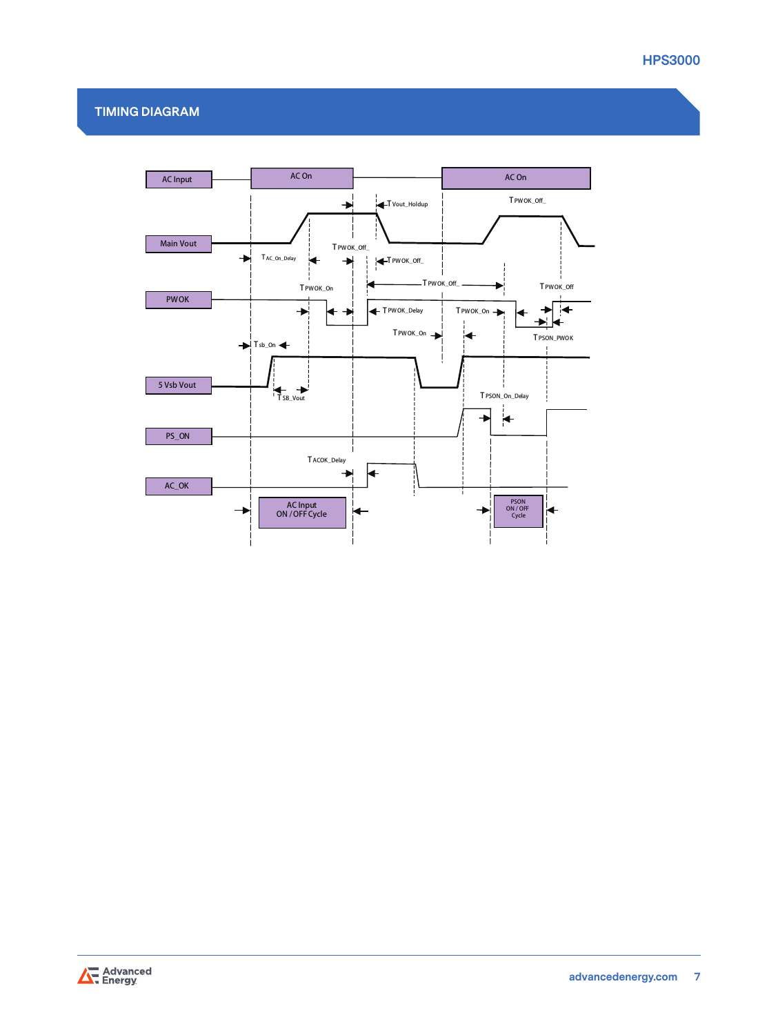## TIMING DIAGRAM

AC Input

AC On

AC On

Main Vout

PWOK

5 Vsb Vout

PS_ON

AC_OK

$T_{Vout\_Holdup}$

$T_{PWOK\_Off\_}$

$T_{AC\_On\_Delay}$

$T_{PWOK\_Off\_}$

$T_{PWOK\_Off\_}$

$T_{PWOK\_On}$

$T_{PWOK\_Off\_}$

$T_{PWOK\_Off}$

$T_{PWOK\_Delay}$

$T_{PWOK\_On}$

$T_{PWOK\_On}$

$T_{PSON\_PWOK}$

$T_{sb\_On}$

$T_{SB\_Vout}$

$T_{PSON\_On\_Delay}$

$T_{ACOK\_Delay}$

AC Input ON / OFF Cycle

PSON ON / OFF Cycle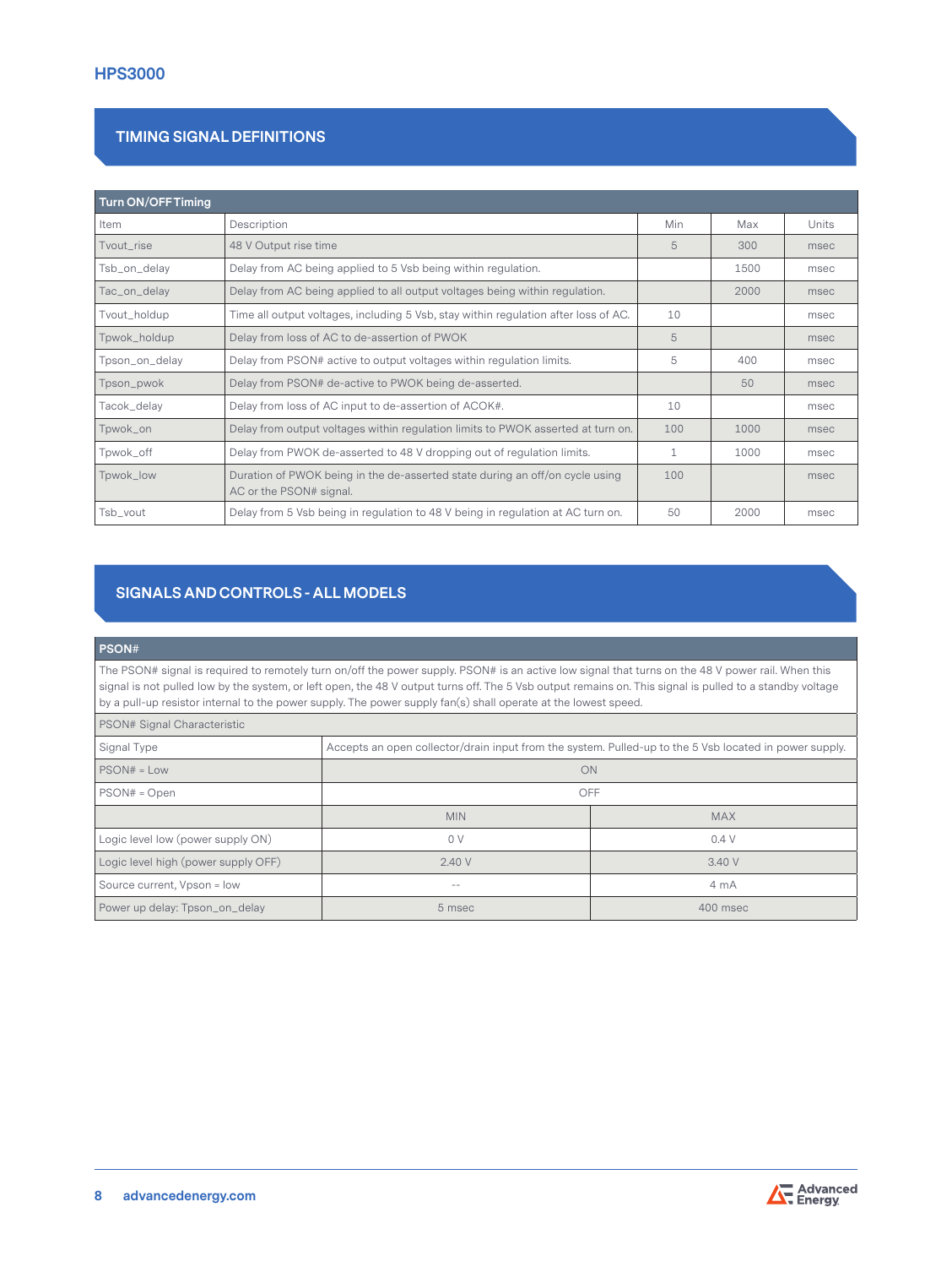## TIMING SIGNAL DEFINITIONS

| Turn ON/OFF Timing | | | | |
|---|---|---|---|---|
| Item | Description | Min | Max | Units |
| Tvout_rise | 48 V Output rise time | 5 | 300 | msec |
| Tsb_on_delay | Delay from AC being applied to 5 Vsb being within regulation. | | 1500 | msec |
| Tac_on_delay | Delay from AC being applied to all output voltages being within regulation. | | 2000 | msec |
| Tvout_holdup | Time all output voltages, including 5 Vsb, stay within regulation after loss of AC. | 10 | | msec |
| Tpwok_holdup | Delay from loss of AC to de-assertion of PWOK | 5 | | msec |
| Tpson_on_delay | Delay from PSON# active to output voltages within regulation limits. | 5 | 400 | msec |
| Tpson_pwok | Delay from PSON# de-active to PWOK being de-asserted. | | 50 | msec |
| Tacok_delay | Delay from loss of AC input to de-assertion of ACOK#. | 10 | | msec |
| Tpwok_on | Delay from output voltages within regulation limits to PWOK asserted at turn on. | 100 | 1000 | msec |
| Tpwok_off | Delay from PWOK de-asserted to 48 V dropping out of regulation limits. | 1 | 1000 | msec |
| Tpwok_low | Duration of PWOK being in the de-asserted state during an off/on cycle using AC or the PSON# signal. | 100 | | msec |
| Tsb_vout | Delay from 5 Vsb being in regulation to 48 V being in regulation at AC turn on. | 50 | 2000 | msec |

## SIGNALS AND CONTROLS - ALL MODELS

**PSON#**

The PSON# signal is required to remotely turn on/off the power supply. PSON# is an active low signal that turns on the 48 V power rail. When this signal is not pulled low by the system, or left open, the 48 V output turns off. The 5 Vsb output remains on. This signal is pulled to a standby voltage by a pull-up resistor internal to the power supply. The power supply fan(s) shall operate at the lowest speed.

| PSON# Signal Characteristic | | |
|---|---|---|
| Signal Type | Accepts an open collector/drain input from the system. Pulled-up to the 5 Vsb located in power supply. | |
| PSON# = Low | ON | |
| PSON# = Open | OFF | |
| | MIN | MAX |
| Logic level low (power supply ON) | 0 V | 0.4 V |
| Logic level high (power supply OFF) | 2.40 V | 3.40 V |
| Source current, Vpson = low | -- | 4 mA |
| Power up delay: Tpson_on_delay | 5 msec | 400 msec |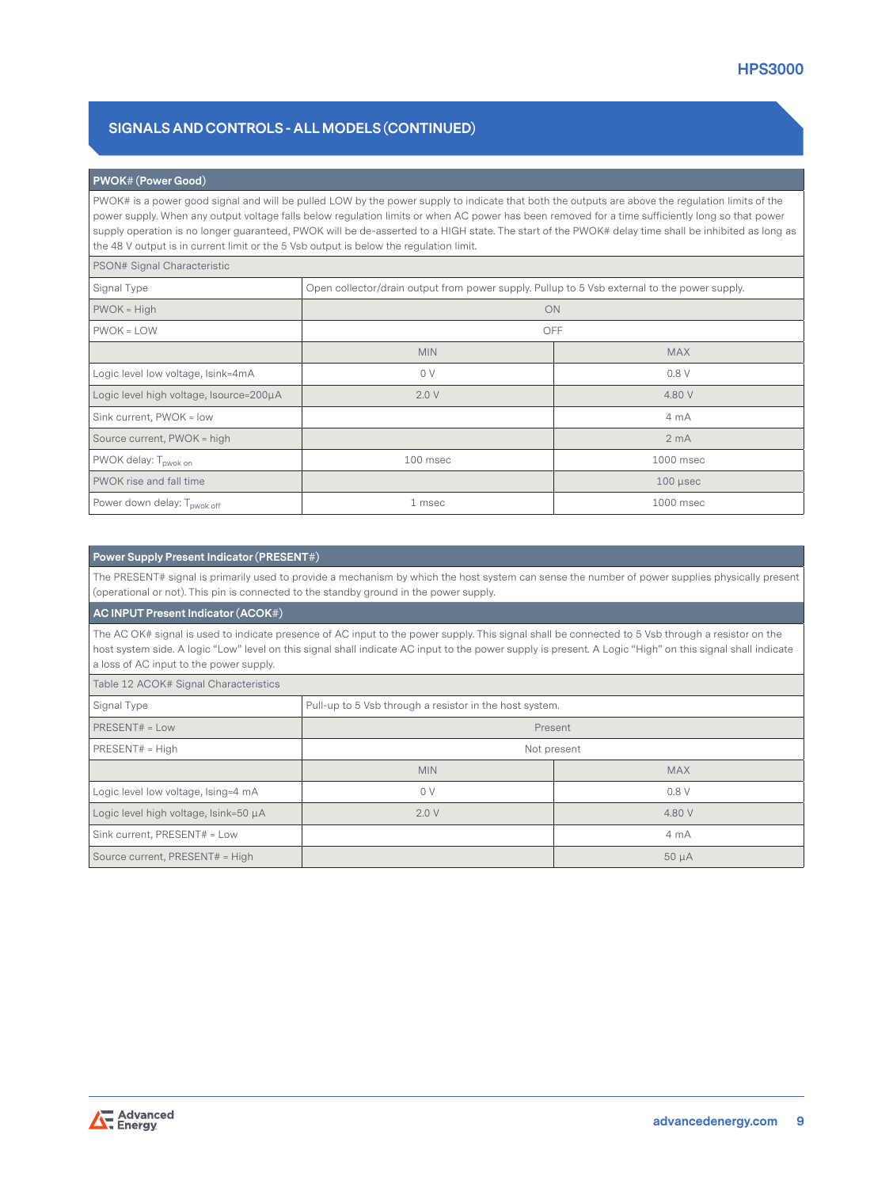## SIGNALS AND CONTROLS - ALL MODELS (CONTINUED)

### PWOK# (Power Good)

PWOK# is a power good signal and will be pulled LOW by the power supply to indicate that both the outputs are above the regulation limits of the power supply. When any output voltage falls below regulation limits or when AC power has been removed for a time sufficiently long so that power supply operation is no longer guaranteed, PWOK will be de-asserted to a HIGH state. The start of the PWOK# delay time shall be inhibited as long as the 48 V output is in current limit or the 5 Vsb output is below the regulation limit.

| PSON# Signal Characteristic | | |
|---|---|---|
| Signal Type | Open collector/drain output from power supply. Pullup to 5 Vsb external to the power supply. | |
| PWOK = High | ON | |
| PWOK = LOW | OFF | |
| | MIN | MAX |
| Logic level low voltage, Isink=4mA | 0 V | 0.8 V |
| Logic level high voltage, Isource=200µA | 2.0 V | 4.80 V |
| Sink current, PWOK = low | | 4 mA |
| Source current, PWOK = high | | 2 mA |
| PWOK delay: $T_{pwok\ on}$ | 100 msec | 1000 msec |
| PWOK rise and fall time | | 100 µsec |
| Power down delay: $T_{pwok\ off}$ | 1 msec | 1000 msec |

### Power Supply Present Indicator (PRESENT#)

The PRESENT# signal is primarily used to provide a mechanism by which the host system can sense the number of power supplies physically present (operational or not). This pin is connected to the standby ground in the power supply.

### AC INPUT Present Indicator (ACOK#)

The AC OK# signal is used to indicate presence of AC input to the power supply. This signal shall be connected to 5 Vsb through a resistor on the host system side. A logic "Low" level on this signal shall indicate AC input to the power supply is present. A Logic "High" on this signal shall indicate a loss of AC input to the power supply.

| Table 12 ACOK# Signal Characteristics | | |
|---|---|---|
| Signal Type | Pull-up to 5 Vsb through a resistor in the host system. | |
| PRESENT# = Low | Present | |
| PRESENT# = High | Not present | |
| | MIN | MAX |
| Logic level low voltage, Ising=4 mA | 0 V | 0.8 V |
| Logic level high voltage, Isink=50 µA | 2.0 V | 4.80 V |
| Sink current, PRESENT# = Low | | 4 mA |
| Source current, PRESENT# = High | | 50 µA |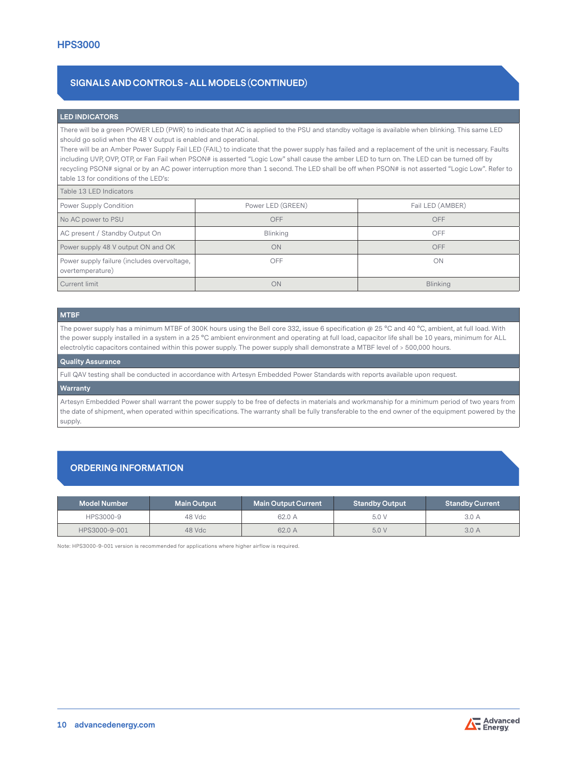## SIGNALS AND CONTROLS - ALL MODELS (CONTINUED)

### LED INDICATORS

There will be a green POWER LED (PWR) to indicate that AC is applied to the PSU and standby voltage is available when blinking. This same LED should go solid when the 48 V output is enabled and operational.
There will be an Amber Power Supply Fail LED (FAIL) to indicate that the power supply has failed and a replacement of the unit is necessary. Faults including UVP, OVP, OTP, or Fan Fail when PSON# is asserted "Logic Low" shall cause the amber LED to turn on. The LED can be turned off by recycling PSON# signal or by an AC power interruption more than 1 second. The LED shall be off when PSON# is not asserted "Logic Low". Refer to table 13 for conditions of the LED's:

Table 13 LED Indicators

| Power Supply Condition | Power LED (GREEN) | Fail LED (AMBER) |
|---|---|---|
| No AC power to PSU | OFF | OFF |
| AC present / Standby Output On | Blinking | OFF |
| Power supply 48 V output ON and OK | ON | OFF |
| Power supply failure (includes overvoltage, overtemperature) | OFF | ON |
| Current limit | ON | Blinking |

### MTBF

The power supply has a minimum MTBF of 300K hours using the Bell core 332, issue 6 specification @ 25 °C and 40 °C, ambient, at full load. With the power supply installed in a system in a 25 °C ambient environment and operating at full load, capacitor life shall be 10 years, minimum for ALL electrolytic capacitors contained within this power supply. The power supply shall demonstrate a MTBF level of > 500,000 hours.

### Quality Assurance

Full QAV testing shall be conducted in accordance with Artesyn Embedded Power Standards with reports available upon request.

### Warranty

Artesyn Embedded Power shall warrant the power supply to be free of defects in materials and workmanship for a minimum period of two years from the date of shipment, when operated within specifications. The warranty shall be fully transferable to the end owner of the equipment powered by the supply.

## ORDERING INFORMATION

| Model Number | Main Output | Main Output Current | Standby Output | Standby Current |
|---|---|---|---|---|
| HPS3000-9 | 48 Vdc | 62.0 A | 5.0 V | 3.0 A |
| HPS3000-9-001 | 48 Vdc | 62.0 A | 5.0 V | 3.0 A |

Note: HPS3000-9-001 version is recommended for applications where higher airflow is required.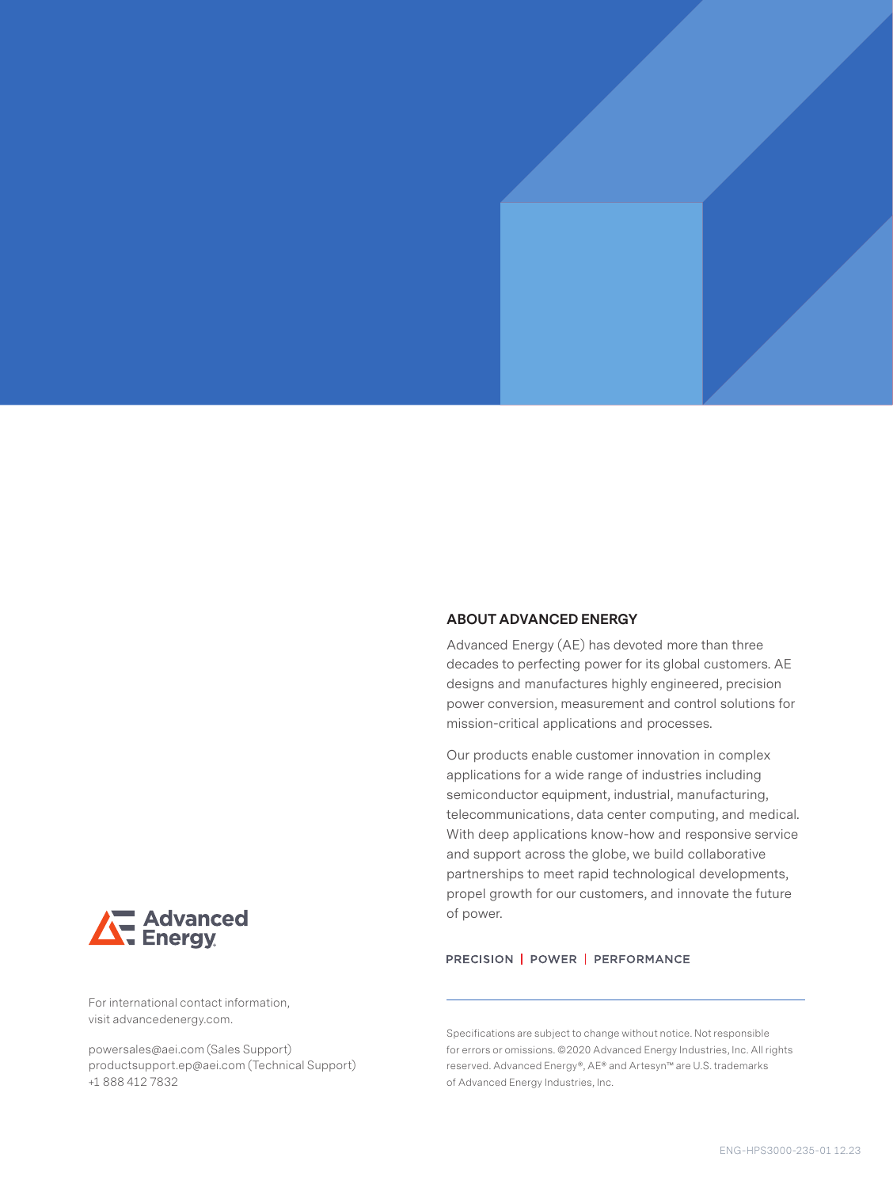## ABOUT ADVANCED ENERGY

Advanced Energy (AE) has devoted more than three decades to perfecting power for its global customers. AE designs and manufactures highly engineered, precision power conversion, measurement and control solutions for mission-critical applications and processes.

Our products enable customer innovation in complex applications for a wide range of industries including semiconductor equipment, industrial, manufacturing, telecommunications, data center computing, and medical. With deep applications know-how and responsive service and support across the globe, we build collaborative partnerships to meet rapid technological developments, propel growth for our customers, and innovate the future of power.

PRECISION | POWER | PERFORMANCE

Advanced Energy

For international contact information, visit advancedenergy.com.

powersales@aei.com (Sales Support)
productsupport.ep@aei.com (Technical Support)
+1 888 412 7832

Specifications are subject to change without notice. Not responsible for errors or omissions. ©2020 Advanced Energy Industries, Inc. All rights reserved. Advanced Energy®, AE® and Artesyn™ are U.S. trademarks of Advanced Energy Industries, Inc.

ENG-HPS3000-235-01 12.23